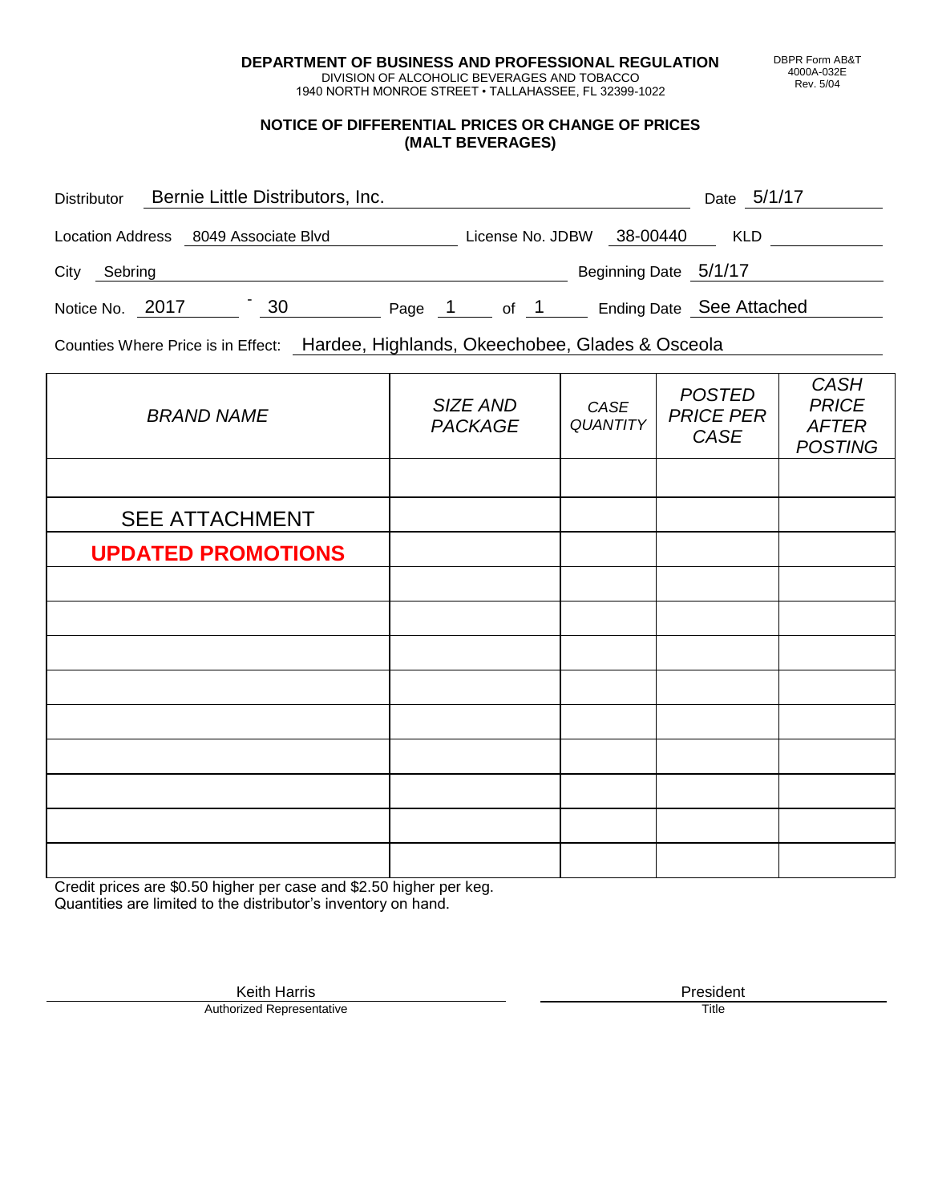**DEPARTMENT OF BUSINESS AND PROFESSIONAL REGULATION**
DIVISION OF ALCOHOLIC BEVERAGES AND TOBACCO
1940 NORTH MONROE STREET • TALLAHASSEE, FL 32399-1022

DBPR Form AB&T 4000A-032E Rev. 5/04

## NOTICE OF DIFFERENTIAL PRICES OR CHANGE OF PRICES (MALT BEVERAGES)

Distributor: Bernie Little Distributors, Inc. Date: 5/1/17

Location Address: 8049 Associate Blvd License No. JDBW 38-00440 KLD

City: Sebring Beginning Date: 5/1/17

Notice No. 2017 - 30 Page 1 of 1 Ending Date: See Attached

Counties Where Price is in Effect: Hardee, Highlands, Okeechobee, Glades & Osceola

| *BRAND NAME* | *SIZE AND PACKAGE* | *CASE QUANTITY* | *POSTED PRICE PER CASE* | *CASH PRICE AFTER POSTING* |
|---|---|---|---|---|
| | | | | |
| SEE ATTACHMENT | | | | |
| **UPDATED PROMOTIONS** | | | | |
| | | | | |
| | | | | |
| | | | | |
| | | | | |
| | | | | |
| | | | | |
| | | | | |
| | | | | |
| | | | | |

Credit prices are $0.50 higher per case and $2.50 higher per keg.
Quantities are limited to the distributor's inventory on hand.

Keith Harris
Authorized Representative

President
Title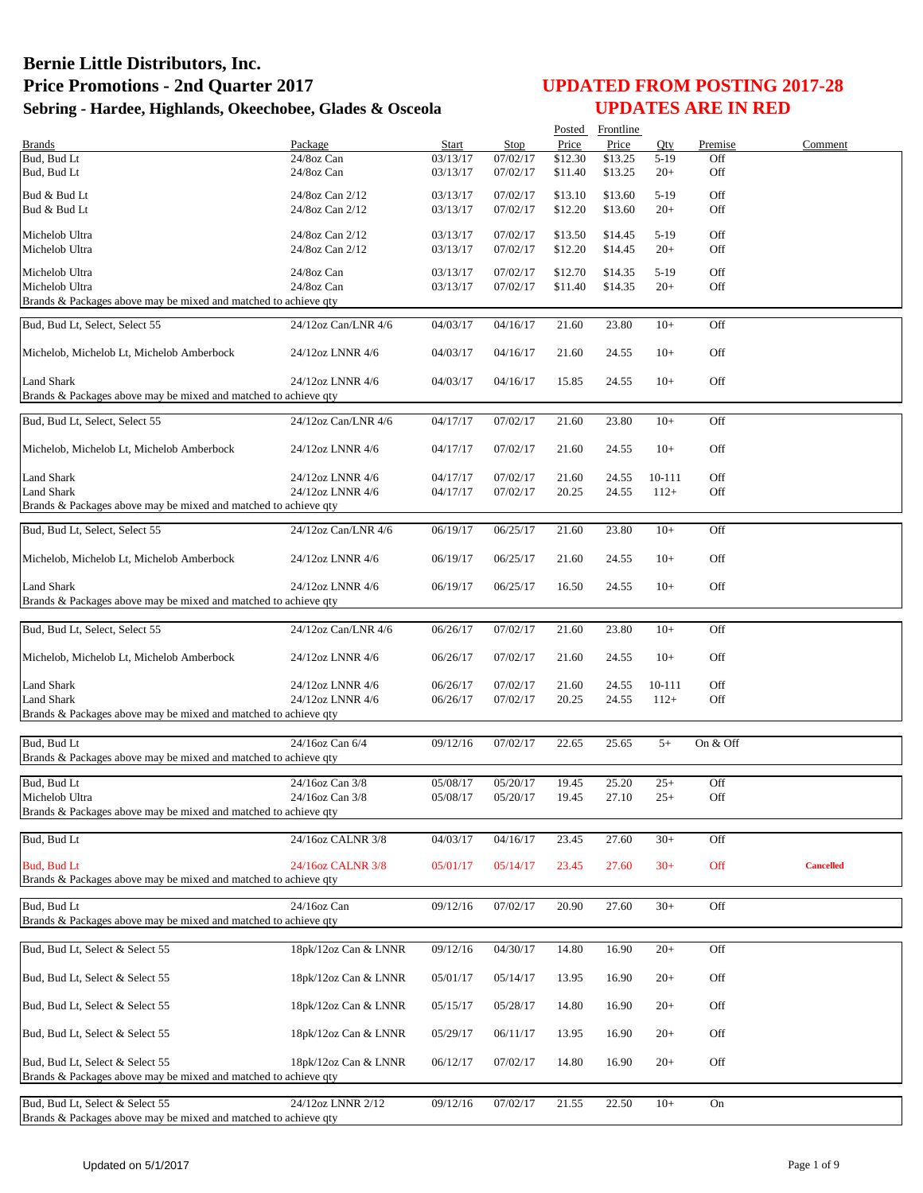# Bernie Little Distributors, Inc.
## Price Promotions - 2nd Quarter 2017
### Sebring - Hardee, Highlands, Okeechobee, Glades & Osceola

**UPDATED FROM POSTING 2017-28**
**UPDATES ARE IN RED**

| Brands | Package | Start | Stop | Posted Price | Frontline Price | Qty | Premise | Comment |
|---|---|---|---|---|---|---|---|---|
| Bud, Bud Lt | 24/8oz Can | 03/13/17 | 07/02/17 | $12.30 | $13.25 | 5-19 | Off | |
| Bud, Bud Lt | 24/8oz Can | 03/13/17 | 07/02/17 | $11.40 | $13.25 | 20+ | Off | |
| Bud & Bud Lt | 24/8oz Can 2/12 | 03/13/17 | 07/02/17 | $13.10 | $13.60 | 5-19 | Off | |
| Bud & Bud Lt | 24/8oz Can 2/12 | 03/13/17 | 07/02/17 | $12.20 | $13.60 | 20+ | Off | |
| Michelob Ultra | 24/8oz Can 2/12 | 03/13/17 | 07/02/17 | $13.50 | $14.45 | 5-19 | Off | |
| Michelob Ultra | 24/8oz Can 2/12 | 03/13/17 | 07/02/17 | $12.20 | $14.45 | 20+ | Off | |
| Michelob Ultra | 24/8oz Can | 03/13/17 | 07/02/17 | $12.70 | $14.35 | 5-19 | Off | |
| Michelob Ultra | 24/8oz Can | 03/13/17 | 07/02/17 | $11.40 | $14.35 | 20+ | Off | |
| Brands & Packages above may be mixed and matched to achieve qty | | | | | | | | |
| Bud, Bud Lt, Select, Select 55 | 24/12oz Can/LNR 4/6 | 04/03/17 | 04/16/17 | 21.60 | 23.80 | 10+ | Off | |
| Michelob, Michelob Lt, Michelob Amberbock | 24/12oz LNNR 4/6 | 04/03/17 | 04/16/17 | 21.60 | 24.55 | 10+ | Off | |
| Land Shark | 24/12oz LNNR 4/6 | 04/03/17 | 04/16/17 | 15.85 | 24.55 | 10+ | Off | |
| Brands & Packages above may be mixed and matched to achieve qty | | | | | | | | |
| Bud, Bud Lt, Select, Select 55 | 24/12oz Can/LNR 4/6 | 04/17/17 | 07/02/17 | 21.60 | 23.80 | 10+ | Off | |
| Michelob, Michelob Lt, Michelob Amberbock | 24/12oz LNNR 4/6 | 04/17/17 | 07/02/17 | 21.60 | 24.55 | 10+ | Off | |
| Land Shark | 24/12oz LNNR 4/6 | 04/17/17 | 07/02/17 | 21.60 | 24.55 | 10-111 | Off | |
| Land Shark | 24/12oz LNNR 4/6 | 04/17/17 | 07/02/17 | 20.25 | 24.55 | 112+ | Off | |
| Brands & Packages above may be mixed and matched to achieve qty | | | | | | | | |
| Bud, Bud Lt, Select, Select 55 | 24/12oz Can/LNR 4/6 | 06/19/17 | 06/25/17 | 21.60 | 23.80 | 10+ | Off | |
| Michelob, Michelob Lt, Michelob Amberbock | 24/12oz LNNR 4/6 | 06/19/17 | 06/25/17 | 21.60 | 24.55 | 10+ | Off | |
| Land Shark | 24/12oz LNNR 4/6 | 06/19/17 | 06/25/17 | 16.50 | 24.55 | 10+ | Off | |
| Brands & Packages above may be mixed and matched to achieve qty | | | | | | | | |
| Bud, Bud Lt, Select, Select 55 | 24/12oz Can/LNR 4/6 | 06/26/17 | 07/02/17 | 21.60 | 23.80 | 10+ | Off | |
| Michelob, Michelob Lt, Michelob Amberbock | 24/12oz LNNR 4/6 | 06/26/17 | 07/02/17 | 21.60 | 24.55 | 10+ | Off | |
| Land Shark | 24/12oz LNNR 4/6 | 06/26/17 | 07/02/17 | 21.60 | 24.55 | 10-111 | Off | |
| Land Shark | 24/12oz LNNR 4/6 | 06/26/17 | 07/02/17 | 20.25 | 24.55 | 112+ | Off | |
| Brands & Packages above may be mixed and matched to achieve qty | | | | | | | | |
| Bud, Bud Lt | 24/16oz Can 6/4 | 09/12/16 | 07/02/17 | 22.65 | 25.65 | 5+ | On & Off | |
| Brands & Packages above may be mixed and matched to achieve qty | | | | | | | | |
| Bud, Bud Lt | 24/16oz Can 3/8 | 05/08/17 | 05/20/17 | 19.45 | 25.20 | 25+ | Off | |
| Michelob Ultra | 24/16oz Can 3/8 | 05/08/17 | 05/20/17 | 19.45 | 27.10 | 25+ | Off | |
| Brands & Packages above may be mixed and matched to achieve qty | | | | | | | | |
| Bud, Bud Lt | 24/16oz CALNR 3/8 | 04/03/17 | 04/16/17 | 23.45 | 27.60 | 30+ | Off | |
| Bud, Bud Lt | 24/16oz CALNR 3/8 | 05/01/17 | 05/14/17 | 23.45 | 27.60 | 30+ | Off | **Cancelled** |
| Brands & Packages above may be mixed and matched to achieve qty | | | | | | | | |
| Bud, Bud Lt | 24/16oz Can | 09/12/16 | 07/02/17 | 20.90 | 27.60 | 30+ | Off | |
| Brands & Packages above may be mixed and matched to achieve qty | | | | | | | | |
| Bud, Bud Lt, Select & Select 55 | 18pk/12oz Can & LNNR | 09/12/16 | 04/30/17 | 14.80 | 16.90 | 20+ | Off | |
| Bud, Bud Lt, Select & Select 55 | 18pk/12oz Can & LNNR | 05/01/17 | 05/14/17 | 13.95 | 16.90 | 20+ | Off | |
| Bud, Bud Lt, Select & Select 55 | 18pk/12oz Can & LNNR | 05/15/17 | 05/28/17 | 14.80 | 16.90 | 20+ | Off | |
| Bud, Bud Lt, Select & Select 55 | 18pk/12oz Can & LNNR | 05/29/17 | 06/11/17 | 13.95 | 16.90 | 20+ | Off | |
| Bud, Bud Lt, Select & Select 55 | 18pk/12oz Can & LNNR | 06/12/17 | 07/02/17 | 14.80 | 16.90 | 20+ | Off | |
| Brands & Packages above may be mixed and matched to achieve qty | | | | | | | | |
| Bud, Bud Lt, Select & Select 55 | 24/12oz LNNR 2/12 | 09/12/16 | 07/02/17 | 21.55 | 22.50 | 10+ | On | |
| Brands & Packages above may be mixed and matched to achieve qty | | | | | | | | |

Updated on 5/1/2017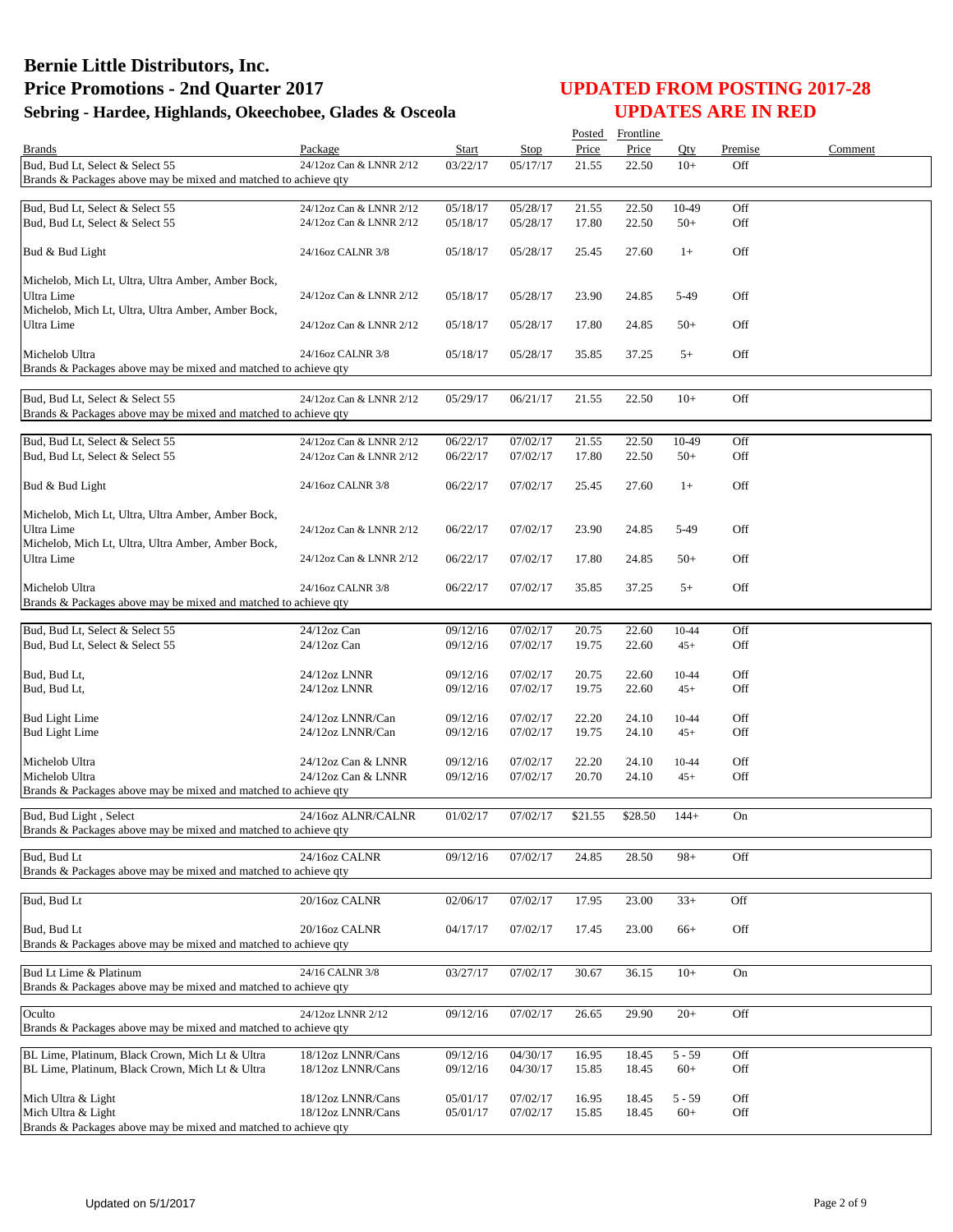# Bernie Little Distributors, Inc.
## Price Promotions - 2nd Quarter 2017
### Sebring - Hardee, Highlands, Okeechobee, Glades & Osceola

## UPDATED FROM POSTING 2017-28
## UPDATES ARE IN RED

| Brands | Package | Start | Stop | Posted Price | Frontline Price | Qty | Premise | Comment |
|---|---|---|---|---|---|---|---|---|
| Bud, Bud Lt, Select & Select 55 | 24/12oz Can & LNNR 2/12 | 03/22/17 | 05/17/17 | 21.55 | 22.50 | 10+ | Off | |
| Brands & Packages above may be mixed and matched to achieve qty | | | | | | | | |
| Bud, Bud Lt, Select & Select 55 | 24/12oz Can & LNNR 2/12 | 05/18/17 | 05/28/17 | 21.55 | 22.50 | 10-49 | Off | |
| Bud, Bud Lt, Select & Select 55 | 24/12oz Can & LNNR 2/12 | 05/18/17 | 05/28/17 | 17.80 | 22.50 | 50+ | Off | |
| Bud & Bud Light | 24/16oz CALNR 3/8 | 05/18/17 | 05/28/17 | 25.45 | 27.60 | 1+ | Off | |
| Michelob, Mich Lt, Ultra, Ultra Amber, Amber Bock, Ultra Lime | 24/12oz Can & LNNR 2/12 | 05/18/17 | 05/28/17 | 23.90 | 24.85 | 5-49 | Off | |
| Michelob, Mich Lt, Ultra, Ultra Amber, Amber Bock, Ultra Lime | 24/12oz Can & LNNR 2/12 | 05/18/17 | 05/28/17 | 17.80 | 24.85 | 50+ | Off | |
| Michelob Ultra | 24/16oz CALNR 3/8 | 05/18/17 | 05/28/17 | 35.85 | 37.25 | 5+ | Off | |
| Brands & Packages above may be mixed and matched to achieve qty | | | | | | | | |
| Bud, Bud Lt, Select & Select 55 | 24/12oz Can & LNNR 2/12 | 05/29/17 | 06/21/17 | 21.55 | 22.50 | 10+ | Off | |
| Brands & Packages above may be mixed and matched to achieve qty | | | | | | | | |
| Bud, Bud Lt, Select & Select 55 | 24/12oz Can & LNNR 2/12 | 06/22/17 | 07/02/17 | 21.55 | 22.50 | 10-49 | Off | |
| Bud, Bud Lt, Select & Select 55 | 24/12oz Can & LNNR 2/12 | 06/22/17 | 07/02/17 | 17.80 | 22.50 | 50+ | Off | |
| Bud & Bud Light | 24/16oz CALNR 3/8 | 06/22/17 | 07/02/17 | 25.45 | 27.60 | 1+ | Off | |
| Michelob, Mich Lt, Ultra, Ultra Amber, Amber Bock, Ultra Lime | 24/12oz Can & LNNR 2/12 | 06/22/17 | 07/02/17 | 23.90 | 24.85 | 5-49 | Off | |
| Michelob, Mich Lt, Ultra, Ultra Amber, Amber Bock, Ultra Lime | 24/12oz Can & LNNR 2/12 | 06/22/17 | 07/02/17 | 17.80 | 24.85 | 50+ | Off | |
| Michelob Ultra | 24/16oz CALNR 3/8 | 06/22/17 | 07/02/17 | 35.85 | 37.25 | 5+ | Off | |
| Brands & Packages above may be mixed and matched to achieve qty | | | | | | | | |
| Bud, Bud Lt, Select & Select 55 | 24/12oz Can | 09/12/16 | 07/02/17 | 20.75 | 22.60 | 10-44 | Off | |
| Bud, Bud Lt, Select & Select 55 | 24/12oz Can | 09/12/16 | 07/02/17 | 19.75 | 22.60 | 45+ | Off | |
| Bud, Bud Lt, | 24/12oz LNNR | 09/12/16 | 07/02/17 | 20.75 | 22.60 | 10-44 | Off | |
| Bud, Bud Lt, | 24/12oz LNNR | 09/12/16 | 07/02/17 | 19.75 | 22.60 | 45+ | Off | |
| Bud Light Lime | 24/12oz LNNR/Can | 09/12/16 | 07/02/17 | 22.20 | 24.10 | 10-44 | Off | |
| Bud Light Lime | 24/12oz LNNR/Can | 09/12/16 | 07/02/17 | 19.75 | 24.10 | 45+ | Off | |
| Michelob Ultra | 24/12oz Can & LNNR | 09/12/16 | 07/02/17 | 22.20 | 24.10 | 10-44 | Off | |
| Michelob Ultra | 24/12oz Can & LNNR | 09/12/16 | 07/02/17 | 20.70 | 24.10 | 45+ | Off | |
| Brands & Packages above may be mixed and matched to achieve qty | | | | | | | | |
| Bud, Bud Light , Select | 24/16oz ALNR/CALNR | 01/02/17 | 07/02/17 | $21.55 | $28.50 | 144+ | On | |
| Brands & Packages above may be mixed and matched to achieve qty | | | | | | | | |
| Bud, Bud Lt | 24/16oz CALNR | 09/12/16 | 07/02/17 | 24.85 | 28.50 | 98+ | Off | |
| Brands & Packages above may be mixed and matched to achieve qty | | | | | | | | |
| Bud, Bud Lt | 20/16oz CALNR | 02/06/17 | 07/02/17 | 17.95 | 23.00 | 33+ | Off | |
| Bud, Bud Lt | 20/16oz CALNR | 04/17/17 | 07/02/17 | 17.45 | 23.00 | 66+ | Off | |
| Brands & Packages above may be mixed and matched to achieve qty | | | | | | | | |
| Bud Lt Lime & Platinum | 24/16 CALNR 3/8 | 03/27/17 | 07/02/17 | 30.67 | 36.15 | 10+ | On | |
| Brands & Packages above may be mixed and matched to achieve qty | | | | | | | | |
| Oculto | 24/12oz LNNR 2/12 | 09/12/16 | 07/02/17 | 26.65 | 29.90 | 20+ | Off | |
| Brands & Packages above may be mixed and matched to achieve qty | | | | | | | | |
| BL Lime, Platinum, Black Crown, Mich Lt & Ultra | 18/12oz LNNR/Cans | 09/12/16 | 04/30/17 | 16.95 | 18.45 | 5 - 59 | Off | |
| BL Lime, Platinum, Black Crown, Mich Lt & Ultra | 18/12oz LNNR/Cans | 09/12/16 | 04/30/17 | 15.85 | 18.45 | 60+ | Off | |
| Mich Ultra & Light | 18/12oz LNNR/Cans | 05/01/17 | 07/02/17 | 16.95 | 18.45 | 5 - 59 | Off | |
| Mich Ultra & Light | 18/12oz LNNR/Cans | 05/01/17 | 07/02/17 | 15.85 | 18.45 | 60+ | Off | |
| Brands & Packages above may be mixed and matched to achieve qty | | | | | | | | |

Updated on 5/1/2017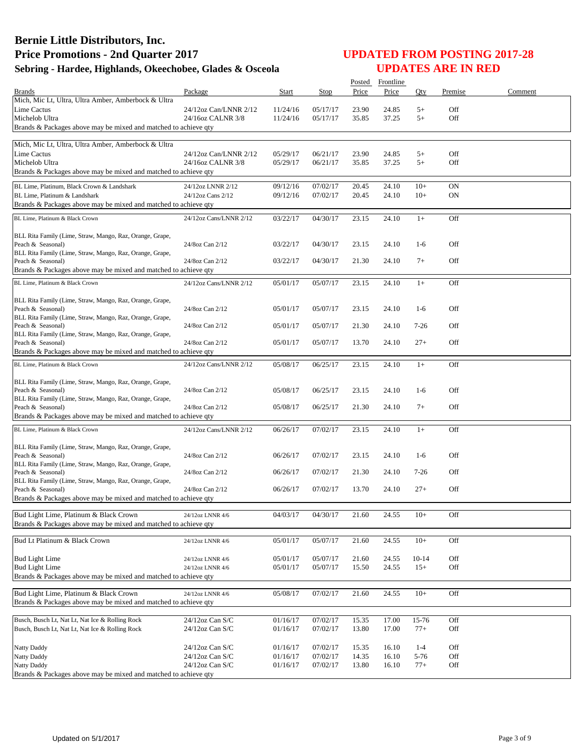# Bernie Little Distributors, Inc.
# Price Promotions - 2nd Quarter 2017
## Sebring - Hardee, Highlands, Okeechobee, Glades & Osceola

## UPDATED FROM POSTING 2017-28
## UPDATES ARE IN RED

| Brands | Package | Start | Stop | Posted Price | Frontline Price | Qty | Premise | Comment |
|---|---|---|---|---|---|---|---|---|
| Mich, Mic Lt, Ultra, Ultra Amber, Amberbock & Ultra Lime Cactus | 24/12oz Can/LNNR 2/12 | 11/24/16 | 05/17/17 | 23.90 | 24.85 | 5+ | Off | |
| Michelob Ultra | 24/16oz CALNR 3/8 | 11/24/16 | 05/17/17 | 35.85 | 37.25 | 5+ | Off | |
| Brands & Packages above may be mixed and matched to achieve qty | | | | | | | | |
| Mich, Mic Lt, Ultra, Ultra Amber, Amberbock & Ultra Lime Cactus | 24/12oz Can/LNNR 2/12 | 05/29/17 | 06/21/17 | 23.90 | 24.85 | 5+ | Off | |
| Michelob Ultra | 24/16oz CALNR 3/8 | 05/29/17 | 06/21/17 | 35.85 | 37.25 | 5+ | Off | |
| Brands & Packages above may be mixed and matched to achieve qty | | | | | | | | |
| BL Lime, Platinum, Black Crown & Landshark | 24/12oz LNNR 2/12 | 09/12/16 | 07/02/17 | 20.45 | 24.10 | 10+ | ON | |
| BL Lime, Platinum & Landshark | 24/12oz Cans 2/12 | 09/12/16 | 07/02/17 | 20.45 | 24.10 | 10+ | ON | |
| Brands & Packages above may be mixed and matched to achieve qty | | | | | | | | |
| BL Lime, Platinum & Black Crown | 24/12oz Cans/LNNR 2/12 | 03/22/17 | 04/30/17 | 23.15 | 24.10 | 1+ | Off | |
| BLL Rita Family (Lime, Straw, Mango, Raz, Orange, Grape, Peach & Seasonal) | 24/8oz Can 2/12 | 03/22/17 | 04/30/17 | 23.15 | 24.10 | 1-6 | Off | |
| BLL Rita Family (Lime, Straw, Mango, Raz, Orange, Grape, Peach & Seasonal) | 24/8oz Can 2/12 | 03/22/17 | 04/30/17 | 21.30 | 24.10 | 7+ | Off | |
| Brands & Packages above may be mixed and matched to achieve qty | | | | | | | | |
| BL Lime, Platinum & Black Crown | 24/12oz Cans/LNNR 2/12 | 05/01/17 | 05/07/17 | 23.15 | 24.10 | 1+ | Off | |
| BLL Rita Family (Lime, Straw, Mango, Raz, Orange, Grape, Peach & Seasonal) | 24/8oz Can 2/12 | 05/01/17 | 05/07/17 | 23.15 | 24.10 | 1-6 | Off | |
| BLL Rita Family (Lime, Straw, Mango, Raz, Orange, Grape, Peach & Seasonal) | 24/8oz Can 2/12 | 05/01/17 | 05/07/17 | 21.30 | 24.10 | 7-26 | Off | |
| BLL Rita Family (Lime, Straw, Mango, Raz, Orange, Grape, Peach & Seasonal) | 24/8oz Can 2/12 | 05/01/17 | 05/07/17 | 13.70 | 24.10 | 27+ | Off | |
| Brands & Packages above may be mixed and matched to achieve qty | | | | | | | | |
| BL Lime, Platinum & Black Crown | 24/12oz Cans/LNNR 2/12 | 05/08/17 | 06/25/17 | 23.15 | 24.10 | 1+ | Off | |
| BLL Rita Family (Lime, Straw, Mango, Raz, Orange, Grape, Peach & Seasonal) | 24/8oz Can 2/12 | 05/08/17 | 06/25/17 | 23.15 | 24.10 | 1-6 | Off | |
| BLL Rita Family (Lime, Straw, Mango, Raz, Orange, Grape, Peach & Seasonal) | 24/8oz Can 2/12 | 05/08/17 | 06/25/17 | 21.30 | 24.10 | 7+ | Off | |
| Brands & Packages above may be mixed and matched to achieve qty | | | | | | | | |
| BL Lime, Platinum & Black Crown | 24/12oz Cans/LNNR 2/12 | 06/26/17 | 07/02/17 | 23.15 | 24.10 | 1+ | Off | |
| BLL Rita Family (Lime, Straw, Mango, Raz, Orange, Grape, Peach & Seasonal) | 24/8oz Can 2/12 | 06/26/17 | 07/02/17 | 23.15 | 24.10 | 1-6 | Off | |
| BLL Rita Family (Lime, Straw, Mango, Raz, Orange, Grape, Peach & Seasonal) | 24/8oz Can 2/12 | 06/26/17 | 07/02/17 | 21.30 | 24.10 | 7-26 | Off | |
| BLL Rita Family (Lime, Straw, Mango, Raz, Orange, Grape, Peach & Seasonal) | 24/8oz Can 2/12 | 06/26/17 | 07/02/17 | 13.70 | 24.10 | 27+ | Off | |
| Brands & Packages above may be mixed and matched to achieve qty | | | | | | | | |
| Bud Light Lime, Platinum & Black Crown | 24/12oz LNNR 4/6 | 04/03/17 | 04/30/17 | 21.60 | 24.55 | 10+ | Off | |
| Brands & Packages above may be mixed and matched to achieve qty | | | | | | | | |
| Bud Lt Platinum & Black Crown | 24/12oz LNNR 4/6 | 05/01/17 | 05/07/17 | 21.60 | 24.55 | 10+ | Off | |
| Bud Light Lime | 24/12oz LNNR 4/6 | 05/01/17 | 05/07/17 | 21.60 | 24.55 | 10-14 | Off | |
| Bud Light Lime | 24/12oz LNNR 4/6 | 05/01/17 | 05/07/17 | 15.50 | 24.55 | 15+ | Off | |
| Brands & Packages above may be mixed and matched to achieve qty | | | | | | | | |
| Bud Light Lime, Platinum & Black Crown | 24/12oz LNNR 4/6 | 05/08/17 | 07/02/17 | 21.60 | 24.55 | 10+ | Off | |
| Brands & Packages above may be mixed and matched to achieve qty | | | | | | | | |
| Busch, Busch Lt, Nat Lt, Nat Ice & Rolling Rock | 24/12oz Can S/C | 01/16/17 | 07/02/17 | 15.35 | 17.00 | 15-76 | Off | |
| Busch, Busch Lt, Nat Lt, Nat Ice & Rolling Rock | 24/12oz Can S/C | 01/16/17 | 07/02/17 | 13.80 | 17.00 | 77+ | Off | |
| Natty Daddy | 24/12oz Can S/C | 01/16/17 | 07/02/17 | 15.35 | 16.10 | 1-4 | Off | |
| Natty Daddy | 24/12oz Can S/C | 01/16/17 | 07/02/17 | 14.35 | 16.10 | 5-76 | Off | |
| Natty Daddy | 24/12oz Can S/C | 01/16/17 | 07/02/17 | 13.80 | 16.10 | 77+ | Off | |
| Brands & Packages above may be mixed and matched to achieve qty | | | | | | | | |

Updated on 5/1/2017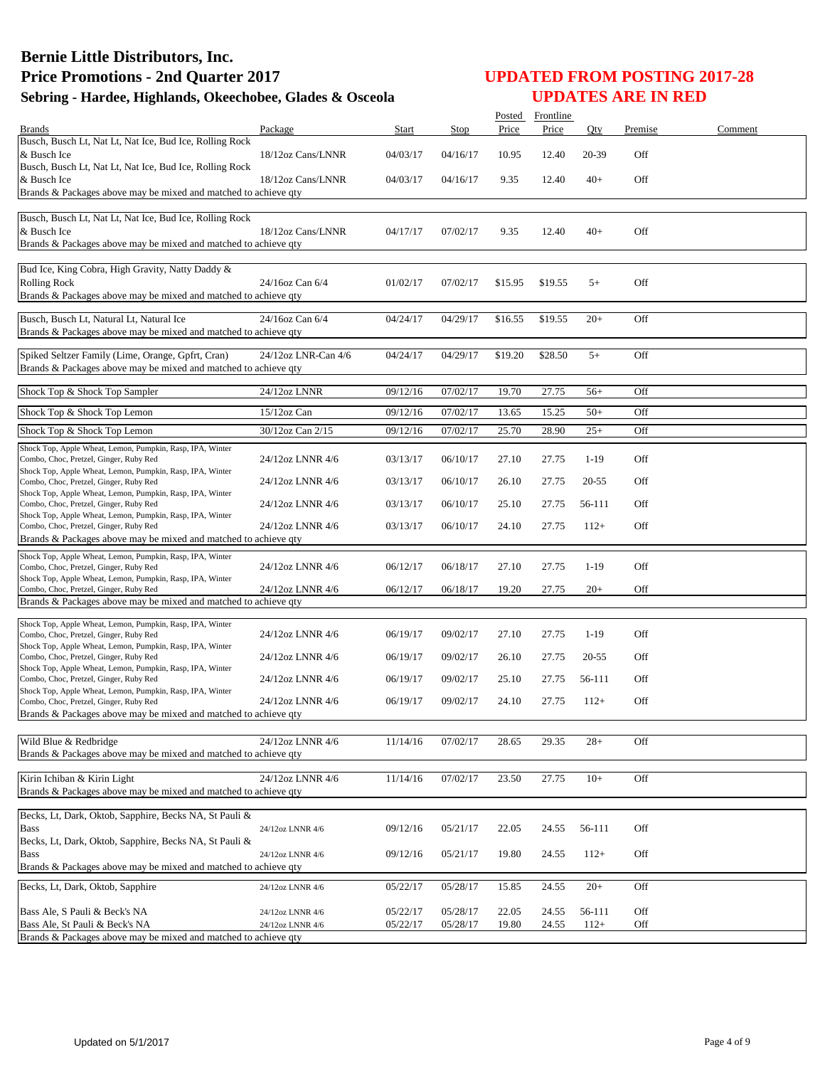# Bernie Little Distributors, Inc.
## Price Promotions - 2nd Quarter 2017
### Sebring - Hardee, Highlands, Okeechobee, Glades & Osceola

**UPDATED FROM POSTING 2017-28**
**UPDATES ARE IN RED**

| Brands | Package | Start | Stop | Posted Price | Frontline Price | Qty | Premise | Comment |
|---|---|---|---|---|---|---|---|---|
| Busch, Busch Lt, Nat Lt, Nat Ice, Bud Ice, Rolling Rock & Busch Ice | 18/12oz Cans/LNNR | 04/03/17 | 04/16/17 | 10.95 | 12.40 | 20-39 | Off | |
| Busch, Busch Lt, Nat Lt, Nat Ice, Bud Ice, Rolling Rock & Busch Ice | 18/12oz Cans/LNNR | 04/03/17 | 04/16/17 | 9.35 | 12.40 | 40+ | Off | |
| Brands & Packages above may be mixed and matched to achieve qty | | | | | | | | |
| Busch, Busch Lt, Nat Lt, Nat Ice, Bud Ice, Rolling Rock & Busch Ice | 18/12oz Cans/LNNR | 04/17/17 | 07/02/17 | 9.35 | 12.40 | 40+ | Off | |
| Brands & Packages above may be mixed and matched to achieve qty | | | | | | | | |
| Bud Ice, King Cobra, High Gravity, Natty Daddy & Rolling Rock | 24/16oz Can 6/4 | 01/02/17 | 07/02/17 | $15.95 | $19.55 | 5+ | Off | |
| Brands & Packages above may be mixed and matched to achieve qty | | | | | | | | |
| Busch, Busch Lt, Natural Lt, Natural Ice | 24/16oz Can 6/4 | 04/24/17 | 04/29/17 | $16.55 | $19.55 | 20+ | Off | |
| Brands & Packages above may be mixed and matched to achieve qty | | | | | | | | |
| Spiked Seltzer Family (Lime, Orange, Gpfrt, Cran) | 24/12oz LNR-Can 4/6 | 04/24/17 | 04/29/17 | $19.20 | $28.50 | 5+ | Off | |
| Brands & Packages above may be mixed and matched to achieve qty | | | | | | | | |
| Shock Top & Shock Top Sampler | 24/12oz LNNR | 09/12/16 | 07/02/17 | 19.70 | 27.75 | 56+ | Off | |
| Shock Top & Shock Top Lemon | 15/12oz Can | 09/12/16 | 07/02/17 | 13.65 | 15.25 | 50+ | Off | |
| Shock Top & Shock Top Lemon | 30/12oz Can 2/15 | 09/12/16 | 07/02/17 | 25.70 | 28.90 | 25+ | Off | |
| Shock Top, Apple Wheat, Lemon, Pumpkin, Rasp, IPA, Winter Combo, Choc, Pretzel, Ginger, Ruby Red | 24/12oz LNNR 4/6 | 03/13/17 | 06/10/17 | 27.10 | 27.75 | 1-19 | Off | |
| Shock Top, Apple Wheat, Lemon, Pumpkin, Rasp, IPA, Winter Combo, Choc, Pretzel, Ginger, Ruby Red | 24/12oz LNNR 4/6 | 03/13/17 | 06/10/17 | 26.10 | 27.75 | 20-55 | Off | |
| Shock Top, Apple Wheat, Lemon, Pumpkin, Rasp, IPA, Winter Combo, Choc, Pretzel, Ginger, Ruby Red | 24/12oz LNNR 4/6 | 03/13/17 | 06/10/17 | 25.10 | 27.75 | 56-111 | Off | |
| Shock Top, Apple Wheat, Lemon, Pumpkin, Rasp, IPA, Winter Combo, Choc, Pretzel, Ginger, Ruby Red | 24/12oz LNNR 4/6 | 03/13/17 | 06/10/17 | 24.10 | 27.75 | 112+ | Off | |
| Brands & Packages above may be mixed and matched to achieve qty | | | | | | | | |
| Shock Top, Apple Wheat, Lemon, Pumpkin, Rasp, IPA, Winter Combo, Choc, Pretzel, Ginger, Ruby Red | 24/12oz LNNR 4/6 | 06/12/17 | 06/18/17 | 27.10 | 27.75 | 1-19 | Off | |
| Shock Top, Apple Wheat, Lemon, Pumpkin, Rasp, IPA, Winter Combo, Choc, Pretzel, Ginger, Ruby Red | 24/12oz LNNR 4/6 | 06/12/17 | 06/18/17 | 19.20 | 27.75 | 20+ | Off | |
| Brands & Packages above may be mixed and matched to achieve qty | | | | | | | | |
| Shock Top, Apple Wheat, Lemon, Pumpkin, Rasp, IPA, Winter Combo, Choc, Pretzel, Ginger, Ruby Red | 24/12oz LNNR 4/6 | 06/19/17 | 09/02/17 | 27.10 | 27.75 | 1-19 | Off | |
| Shock Top, Apple Wheat, Lemon, Pumpkin, Rasp, IPA, Winter Combo, Choc, Pretzel, Ginger, Ruby Red | 24/12oz LNNR 4/6 | 06/19/17 | 09/02/17 | 26.10 | 27.75 | 20-55 | Off | |
| Shock Top, Apple Wheat, Lemon, Pumpkin, Rasp, IPA, Winter Combo, Choc, Pretzel, Ginger, Ruby Red | 24/12oz LNNR 4/6 | 06/19/17 | 09/02/17 | 25.10 | 27.75 | 56-111 | Off | |
| Shock Top, Apple Wheat, Lemon, Pumpkin, Rasp, IPA, Winter Combo, Choc, Pretzel, Ginger, Ruby Red | 24/12oz LNNR 4/6 | 06/19/17 | 09/02/17 | 24.10 | 27.75 | 112+ | Off | |
| Brands & Packages above may be mixed and matched to achieve qty | | | | | | | | |
| Wild Blue & Redbridge | 24/12oz LNNR 4/6 | 11/14/16 | 07/02/17 | 28.65 | 29.35 | 28+ | Off | |
| Brands & Packages above may be mixed and matched to achieve qty | | | | | | | | |
| Kirin Ichiban & Kirin Light | 24/12oz LNNR 4/6 | 11/14/16 | 07/02/17 | 23.50 | 27.75 | 10+ | Off | |
| Brands & Packages above may be mixed and matched to achieve qty | | | | | | | | |
| Becks, Lt, Dark, Oktob, Sapphire, Becks NA, St Pauli & Bass | 24/12oz LNNR 4/6 | 09/12/16 | 05/21/17 | 22.05 | 24.55 | 56-111 | Off | |
| Becks, Lt, Dark, Oktob, Sapphire, Becks NA, St Pauli & Bass | 24/12oz LNNR 4/6 | 09/12/16 | 05/21/17 | 19.80 | 24.55 | 112+ | Off | |
| Brands & Packages above may be mixed and matched to achieve qty | | | | | | | | |
| Becks, Lt, Dark, Oktob, Sapphire | 24/12oz LNNR 4/6 | 05/22/17 | 05/28/17 | 15.85 | 24.55 | 20+ | Off | |
| Bass Ale, S Pauli & Beck's NA | 24/12oz LNNR 4/6 | 05/22/17 | 05/28/17 | 22.05 | 24.55 | 56-111 | Off | |
| Bass Ale, St Pauli & Beck's NA | 24/12oz LNNR 4/6 | 05/22/17 | 05/28/17 | 19.80 | 24.55 | 112+ | Off | |
| Brands & Packages above may be mixed and matched to achieve qty | | | | | | | | |

Updated on 5/1/2017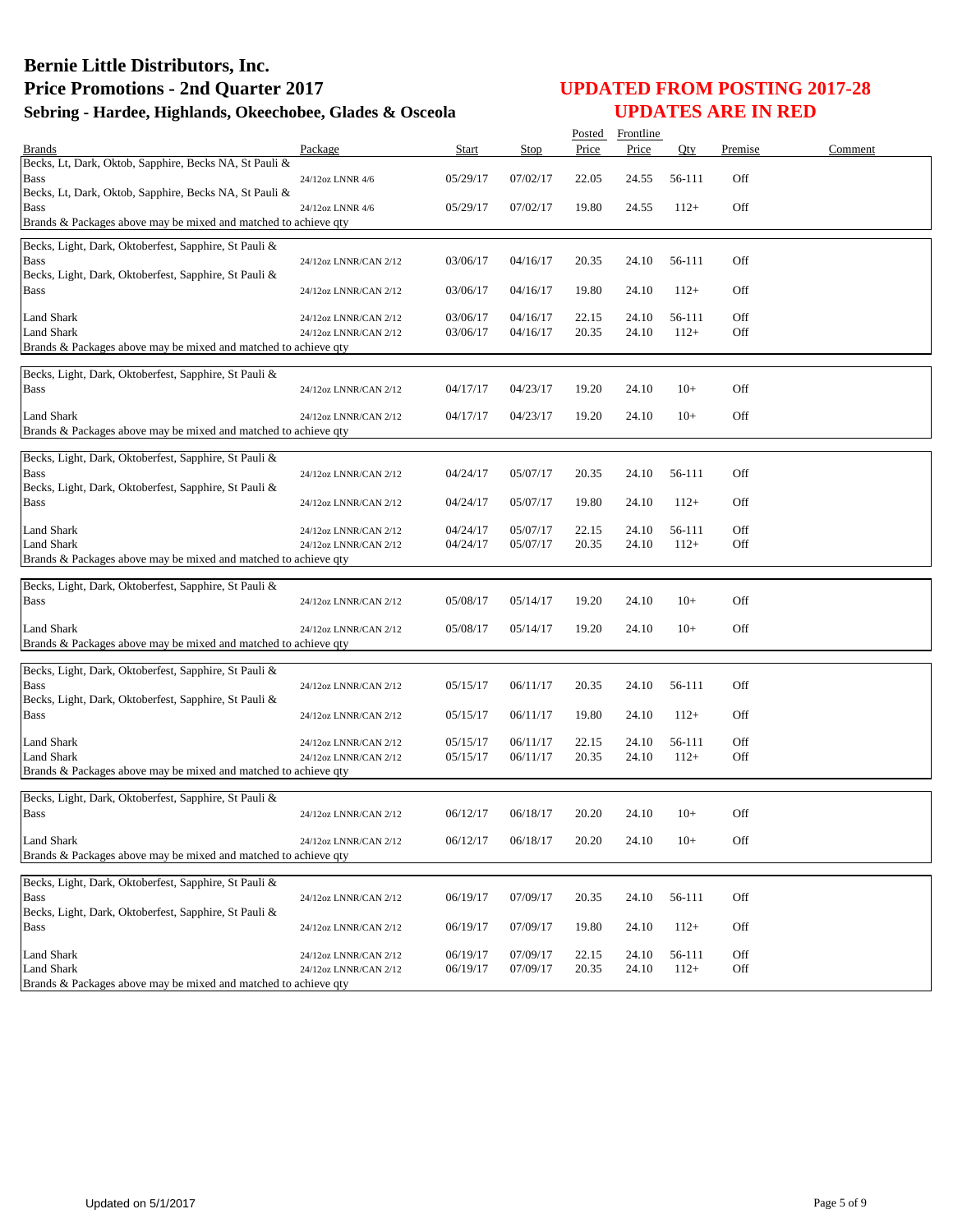# Bernie Little Distributors, Inc.
## Price Promotions - 2nd Quarter 2017
### Sebring - Hardee, Highlands, Okeechobee, Glades & Osceola

**UPDATED FROM POSTING 2017-28**
**UPDATES ARE IN RED**

| Brands | Package | Start | Stop | Posted Price | Frontline Price | Qty | Premise | Comment |
|---|---|---|---|---|---|---|---|---|
| Becks, Lt, Dark, Oktob, Sapphire, Becks NA, St Pauli & Bass | 24/12oz LNNR 4/6 | 05/29/17 | 07/02/17 | 22.05 | 24.55 | 56-111 | Off | |
| Becks, Lt, Dark, Oktob, Sapphire, Becks NA, St Pauli & Bass | 24/12oz LNNR 4/6 | 05/29/17 | 07/02/17 | 19.80 | 24.55 | 112+ | Off | |
| Brands & Packages above may be mixed and matched to achieve qty | | | | | | | | |
| Becks, Light, Dark, Oktoberfest, Sapphire, St Pauli & Bass | 24/12oz LNNR/CAN 2/12 | 03/06/17 | 04/16/17 | 20.35 | 24.10 | 56-111 | Off | |
| Becks, Light, Dark, Oktoberfest, Sapphire, St Pauli & Bass | 24/12oz LNNR/CAN 2/12 | 03/06/17 | 04/16/17 | 19.80 | 24.10 | 112+ | Off | |
| Land Shark | 24/12oz LNNR/CAN 2/12 | 03/06/17 | 04/16/17 | 22.15 | 24.10 | 56-111 | Off | |
| Land Shark | 24/12oz LNNR/CAN 2/12 | 03/06/17 | 04/16/17 | 20.35 | 24.10 | 112+ | Off | |
| Brands & Packages above may be mixed and matched to achieve qty | | | | | | | | |
| Becks, Light, Dark, Oktoberfest, Sapphire, St Pauli & Bass | 24/12oz LNNR/CAN 2/12 | 04/17/17 | 04/23/17 | 19.20 | 24.10 | 10+ | Off | |
| Land Shark | 24/12oz LNNR/CAN 2/12 | 04/17/17 | 04/23/17 | 19.20 | 24.10 | 10+ | Off | |
| Brands & Packages above may be mixed and matched to achieve qty | | | | | | | | |
| Becks, Light, Dark, Oktoberfest, Sapphire, St Pauli & Bass | 24/12oz LNNR/CAN 2/12 | 04/24/17 | 05/07/17 | 20.35 | 24.10 | 56-111 | Off | |
| Becks, Light, Dark, Oktoberfest, Sapphire, St Pauli & Bass | 24/12oz LNNR/CAN 2/12 | 04/24/17 | 05/07/17 | 19.80 | 24.10 | 112+ | Off | |
| Land Shark | 24/12oz LNNR/CAN 2/12 | 04/24/17 | 05/07/17 | 22.15 | 24.10 | 56-111 | Off | |
| Land Shark | 24/12oz LNNR/CAN 2/12 | 04/24/17 | 05/07/17 | 20.35 | 24.10 | 112+ | Off | |
| Brands & Packages above may be mixed and matched to achieve qty | | | | | | | | |
| Becks, Light, Dark, Oktoberfest, Sapphire, St Pauli & Bass | 24/12oz LNNR/CAN 2/12 | 05/08/17 | 05/14/17 | 19.20 | 24.10 | 10+ | Off | |
| Land Shark | 24/12oz LNNR/CAN 2/12 | 05/08/17 | 05/14/17 | 19.20 | 24.10 | 10+ | Off | |
| Brands & Packages above may be mixed and matched to achieve qty | | | | | | | | |
| Becks, Light, Dark, Oktoberfest, Sapphire, St Pauli & Bass | 24/12oz LNNR/CAN 2/12 | 05/15/17 | 06/11/17 | 20.35 | 24.10 | 56-111 | Off | |
| Becks, Light, Dark, Oktoberfest, Sapphire, St Pauli & Bass | 24/12oz LNNR/CAN 2/12 | 05/15/17 | 06/11/17 | 19.80 | 24.10 | 112+ | Off | |
| Land Shark | 24/12oz LNNR/CAN 2/12 | 05/15/17 | 06/11/17 | 22.15 | 24.10 | 56-111 | Off | |
| Land Shark | 24/12oz LNNR/CAN 2/12 | 05/15/17 | 06/11/17 | 20.35 | 24.10 | 112+ | Off | |
| Brands & Packages above may be mixed and matched to achieve qty | | | | | | | | |
| Becks, Light, Dark, Oktoberfest, Sapphire, St Pauli & Bass | 24/12oz LNNR/CAN 2/12 | 06/12/17 | 06/18/17 | 20.20 | 24.10 | 10+ | Off | |
| Land Shark | 24/12oz LNNR/CAN 2/12 | 06/12/17 | 06/18/17 | 20.20 | 24.10 | 10+ | Off | |
| Brands & Packages above may be mixed and matched to achieve qty | | | | | | | | |
| Becks, Light, Dark, Oktoberfest, Sapphire, St Pauli & Bass | 24/12oz LNNR/CAN 2/12 | 06/19/17 | 07/09/17 | 20.35 | 24.10 | 56-111 | Off | |
| Becks, Light, Dark, Oktoberfest, Sapphire, St Pauli & Bass | 24/12oz LNNR/CAN 2/12 | 06/19/17 | 07/09/17 | 19.80 | 24.10 | 112+ | Off | |
| Land Shark | 24/12oz LNNR/CAN 2/12 | 06/19/17 | 07/09/17 | 22.15 | 24.10 | 56-111 | Off | |
| Land Shark | 24/12oz LNNR/CAN 2/12 | 06/19/17 | 07/09/17 | 20.35 | 24.10 | 112+ | Off | |
| Brands & Packages above may be mixed and matched to achieve qty | | | | | | | | |

Updated on 5/1/2017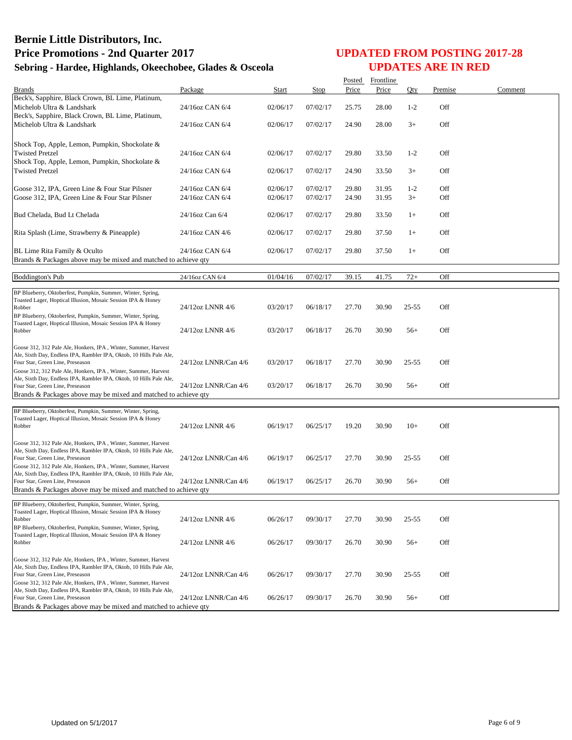# Bernie Little Distributors, Inc.
# Price Promotions - 2nd Quarter 2017
## Sebring - Hardee, Highlands, Okeechobee, Glades & Osceola

## UPDATED FROM POSTING 2017-28
## UPDATES ARE IN RED

| Brands | Package | Start | Stop | Posted Price | Frontline Price | Qty | Premise | Comment |
|---|---|---|---|---|---|---|---|---|
| Beck's, Sapphire, Black Crown, BL Lime, Platinum, Michelob Ultra & Landshark | 24/16oz CAN 6/4 | 02/06/17 | 07/02/17 | 25.75 | 28.00 | 1-2 | Off | |
| Beck's, Sapphire, Black Crown, BL Lime, Platinum, Michelob Ultra & Landshark | 24/16oz CAN 6/4 | 02/06/17 | 07/02/17 | 24.90 | 28.00 | 3+ | Off | |
| Shock Top, Apple, Lemon, Pumpkin, Shockolate & Twisted Pretzel | 24/16oz CAN 6/4 | 02/06/17 | 07/02/17 | 29.80 | 33.50 | 1-2 | Off | |
| Shock Top, Apple, Lemon, Pumpkin, Shockolate & Twisted Pretzel | 24/16oz CAN 6/4 | 02/06/17 | 07/02/17 | 24.90 | 33.50 | 3+ | Off | |
| Goose 312, IPA, Green Line & Four Star Pilsner | 24/16oz CAN 6/4 | 02/06/17 | 07/02/17 | 29.80 | 31.95 | 1-2 | Off | |
| Goose 312, IPA, Green Line & Four Star Pilsner | 24/16oz CAN 6/4 | 02/06/17 | 07/02/17 | 24.90 | 31.95 | 3+ | Off | |
| Bud Chelada, Bud Lt Chelada | 24/16oz Can 6/4 | 02/06/17 | 07/02/17 | 29.80 | 33.50 | 1+ | Off | |
| Rita Splash (Lime, Strawberry & Pineapple) | 24/16oz CAN 4/6 | 02/06/17 | 07/02/17 | 29.80 | 37.50 | 1+ | Off | |
| BL Lime Rita Family & Oculto | 24/16oz CAN 6/4 | 02/06/17 | 07/02/17 | 29.80 | 37.50 | 1+ | Off | |
| Brands & Packages above may be mixed and matched to achieve qty | | | | | | | | |

| Brands | Package | Start | Stop | Posted Price | Frontline Price | Qty | Premise | Comment |
|---|---|---|---|---|---|---|---|---|
| Boddington's Pub | 24/16oz CAN 6/4 | 01/04/16 | 07/02/17 | 39.15 | 41.75 | 72+ | Off | |

| Brands | Package | Start | Stop | Posted Price | Frontline Price | Qty | Premise | Comment |
|---|---|---|---|---|---|---|---|---|
| BP Blueberry, Oktoberfest, Pumpkin, Summer, Winter, Spring, Toasted Lager, Hoptical Illusion, Mosaic Session IPA & Honey Robber | 24/12oz LNNR 4/6 | 03/20/17 | 06/18/17 | 27.70 | 30.90 | 25-55 | Off | |
| BP Blueberry, Oktoberfest, Pumpkin, Summer, Winter, Spring, Toasted Lager, Hoptical Illusion, Mosaic Session IPA & Honey Robber | 24/12oz LNNR 4/6 | 03/20/17 | 06/18/17 | 26.70 | 30.90 | 56+ | Off | |
| Goose 312, 312 Pale Ale, Honkers, IPA , Winter, Summer, Harvest Ale, Sixth Day, Endless IPA, Rambler IPA, Oktob, 10 Hills Pale Ale, Four Star, Green Line, Preseason | 24/12oz LNNR/Can 4/6 | 03/20/17 | 06/18/17 | 27.70 | 30.90 | 25-55 | Off | |
| Goose 312, 312 Pale Ale, Honkers, IPA , Winter, Summer, Harvest Ale, Sixth Day, Endless IPA, Rambler IPA, Oktob, 10 Hills Pale Ale, Four Star, Green Line, Preseason | 24/12oz LNNR/Can 4/6 | 03/20/17 | 06/18/17 | 26.70 | 30.90 | 56+ | Off | |
| Brands & Packages above may be mixed and matched to achieve qty | | | | | | | | |

| Brands | Package | Start | Stop | Posted Price | Frontline Price | Qty | Premise | Comment |
|---|---|---|---|---|---|---|---|---|
| BP Blueberry, Oktoberfest, Pumpkin, Summer, Winter, Spring, Toasted Lager, Hoptical Illusion, Mosaic Session IPA & Honey Robber | 24/12oz LNNR 4/6 | 06/19/17 | 06/25/17 | 19.20 | 30.90 | 10+ | Off | |
| Goose 312, 312 Pale Ale, Honkers, IPA , Winter, Summer, Harvest Ale, Sixth Day, Endless IPA, Rambler IPA, Oktob, 10 Hills Pale Ale, Four Star, Green Line, Preseason | 24/12oz LNNR/Can 4/6 | 06/19/17 | 06/25/17 | 27.70 | 30.90 | 25-55 | Off | |
| Goose 312, 312 Pale Ale, Honkers, IPA , Winter, Summer, Harvest Ale, Sixth Day, Endless IPA, Rambler IPA, Oktob, 10 Hills Pale Ale, Four Star, Green Line, Preseason | 24/12oz LNNR/Can 4/6 | 06/19/17 | 06/25/17 | 26.70 | 30.90 | 56+ | Off | |
| Brands & Packages above may be mixed and matched to achieve qty | | | | | | | | |

| Brands | Package | Start | Stop | Posted Price | Frontline Price | Qty | Premise | Comment |
|---|---|---|---|---|---|---|---|---|
| BP Blueberry, Oktoberfest, Pumpkin, Summer, Winter, Spring, Toasted Lager, Hoptical Illusion, Mosaic Session IPA & Honey Robber | 24/12oz LNNR 4/6 | 06/26/17 | 09/30/17 | 27.70 | 30.90 | 25-55 | Off | |
| BP Blueberry, Oktoberfest, Pumpkin, Summer, Winter, Spring, Toasted Lager, Hoptical Illusion, Mosaic Session IPA & Honey Robber | 24/12oz LNNR 4/6 | 06/26/17 | 09/30/17 | 26.70 | 30.90 | 56+ | Off | |
| Goose 312, 312 Pale Ale, Honkers, IPA , Winter, Summer, Harvest Ale, Sixth Day, Endless IPA, Rambler IPA, Oktob, 10 Hills Pale Ale, Four Star, Green Line, Preseason | 24/12oz LNNR/Can 4/6 | 06/26/17 | 09/30/17 | 27.70 | 30.90 | 25-55 | Off | |
| Goose 312, 312 Pale Ale, Honkers, IPA , Winter, Summer, Harvest Ale, Sixth Day, Endless IPA, Rambler IPA, Oktob, 10 Hills Pale Ale, Four Star, Green Line, Preseason | 24/12oz LNNR/Can 4/6 | 06/26/17 | 09/30/17 | 26.70 | 30.90 | 56+ | Off | |
| Brands & Packages above may be mixed and matched to achieve qty | | | | | | | | |

Updated on 5/1/2017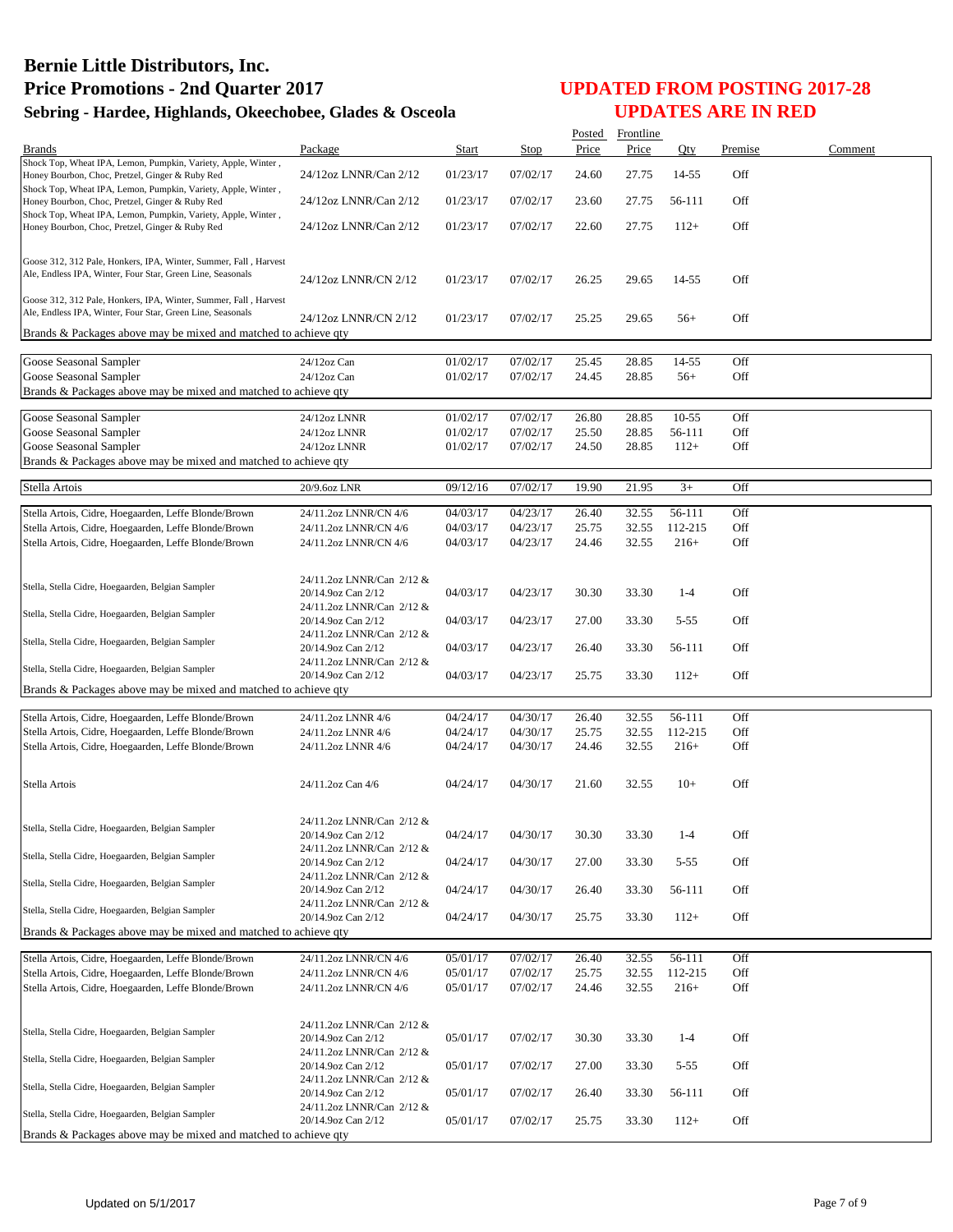# Bernie Little Distributors, Inc.
# Price Promotions - 2nd Quarter 2017
## Sebring - Hardee, Highlands, Okeechobee, Glades & Osceola

## UPDATED FROM POSTING 2017-28
## UPDATES ARE IN RED

| Brands | Package | Start | Stop | Posted Price | Frontline Price | Qty | Premise | Comment |
|---|---|---|---|---|---|---|---|---|
| Shock Top, Wheat IPA, Lemon, Pumpkin, Variety, Apple, Winter, Honey Bourbon, Choc, Pretzel, Ginger & Ruby Red | 24/12oz LNNR/Can 2/12 | 01/23/17 | 07/02/17 | 24.60 | 27.75 | 14-55 | Off | |
| Shock Top, Wheat IPA, Lemon, Pumpkin, Variety, Apple, Winter, Honey Bourbon, Choc, Pretzel, Ginger & Ruby Red | 24/12oz LNNR/Can 2/12 | 01/23/17 | 07/02/17 | 23.60 | 27.75 | 56-111 | Off | |
| Shock Top, Wheat IPA, Lemon, Pumpkin, Variety, Apple, Winter, Honey Bourbon, Choc, Pretzel, Ginger & Ruby Red | 24/12oz LNNR/Can 2/12 | 01/23/17 | 07/02/17 | 22.60 | 27.75 | 112+ | Off | |
| Goose 312, 312 Pale, Honkers, IPA, Winter, Summer, Fall, Harvest Ale, Endless IPA, Winter, Four Star, Green Line, Seasonals | 24/12oz LNNR/CN 2/12 | 01/23/17 | 07/02/17 | 26.25 | 29.65 | 14-55 | Off | |
| Goose 312, 312 Pale, Honkers, IPA, Winter, Summer, Fall, Harvest Ale, Endless IPA, Winter, Four Star, Green Line, Seasonals | 24/12oz LNNR/CN 2/12 | 01/23/17 | 07/02/17 | 25.25 | 29.65 | 56+ | Off | |
| Brands & Packages above may be mixed and matched to achieve qty | | | | | | | | |
| Goose Seasonal Sampler | 24/12oz Can | 01/02/17 | 07/02/17 | 25.45 | 28.85 | 14-55 | Off | |
| Goose Seasonal Sampler | 24/12oz Can | 01/02/17 | 07/02/17 | 24.45 | 28.85 | 56+ | Off | |
| Brands & Packages above may be mixed and matched to achieve qty | | | | | | | | |
| Goose Seasonal Sampler | 24/12oz LNNR | 01/02/17 | 07/02/17 | 26.80 | 28.85 | 10-55 | Off | |
| Goose Seasonal Sampler | 24/12oz LNNR | 01/02/17 | 07/02/17 | 25.50 | 28.85 | 56-111 | Off | |
| Goose Seasonal Sampler | 24/12oz LNNR | 01/02/17 | 07/02/17 | 24.50 | 28.85 | 112+ | Off | |
| Brands & Packages above may be mixed and matched to achieve qty | | | | | | | | |
| Stella Artois | 20/9.6oz LNR | 09/12/16 | 07/02/17 | 19.90 | 21.95 | 3+ | Off | |
| Stella Artois, Cidre, Hoegaarden, Leffe Blonde/Brown | 24/11.2oz LNNR/CN 4/6 | 04/03/17 | 04/23/17 | 26.40 | 32.55 | 56-111 | Off | |
| Stella Artois, Cidre, Hoegaarden, Leffe Blonde/Brown | 24/11.2oz LNNR/CN 4/6 | 04/03/17 | 04/23/17 | 25.75 | 32.55 | 112-215 | Off | |
| Stella Artois, Cidre, Hoegaarden, Leffe Blonde/Brown | 24/11.2oz LNNR/CN 4/6 | 04/03/17 | 04/23/17 | 24.46 | 32.55 | 216+ | Off | |
| Stella, Stella Cidre, Hoegaarden, Belgian Sampler | 24/11.2oz LNNR/Can 2/12 & 20/14.9oz Can 2/12 | 04/03/17 | 04/23/17 | 30.30 | 33.30 | 1-4 | Off | |
| Stella, Stella Cidre, Hoegaarden, Belgian Sampler | 24/11.2oz LNNR/Can 2/12 & 20/14.9oz Can 2/12 | 04/03/17 | 04/23/17 | 27.00 | 33.30 | 5-55 | Off | |
| Stella, Stella Cidre, Hoegaarden, Belgian Sampler | 24/11.2oz LNNR/Can 2/12 & 20/14.9oz Can 2/12 | 04/03/17 | 04/23/17 | 26.40 | 33.30 | 56-111 | Off | |
| Stella, Stella Cidre, Hoegaarden, Belgian Sampler | 24/11.2oz LNNR/Can 2/12 & 20/14.9oz Can 2/12 | 04/03/17 | 04/23/17 | 25.75 | 33.30 | 112+ | Off | |
| Brands & Packages above may be mixed and matched to achieve qty | | | | | | | | |
| Stella Artois, Cidre, Hoegaarden, Leffe Blonde/Brown | 24/11.2oz LNNR 4/6 | 04/24/17 | 04/30/17 | 26.40 | 32.55 | 56-111 | Off | |
| Stella Artois, Cidre, Hoegaarden, Leffe Blonde/Brown | 24/11.2oz LNNR 4/6 | 04/24/17 | 04/30/17 | 25.75 | 32.55 | 112-215 | Off | |
| Stella Artois, Cidre, Hoegaarden, Leffe Blonde/Brown | 24/11.2oz LNNR 4/6 | 04/24/17 | 04/30/17 | 24.46 | 32.55 | 216+ | Off | |
| Stella Artois | 24/11.2oz Can 4/6 | 04/24/17 | 04/30/17 | 21.60 | 32.55 | 10+ | Off | |
| Stella, Stella Cidre, Hoegaarden, Belgian Sampler | 24/11.2oz LNNR/Can 2/12 & 20/14.9oz Can 2/12 | 04/24/17 | 04/30/17 | 30.30 | 33.30 | 1-4 | Off | |
| Stella, Stella Cidre, Hoegaarden, Belgian Sampler | 24/11.2oz LNNR/Can 2/12 & 20/14.9oz Can 2/12 | 04/24/17 | 04/30/17 | 27.00 | 33.30 | 5-55 | Off | |
| Stella, Stella Cidre, Hoegaarden, Belgian Sampler | 24/11.2oz LNNR/Can 2/12 & 20/14.9oz Can 2/12 | 04/24/17 | 04/30/17 | 26.40 | 33.30 | 56-111 | Off | |
| Stella, Stella Cidre, Hoegaarden, Belgian Sampler | 24/11.2oz LNNR/Can 2/12 & 20/14.9oz Can 2/12 | 04/24/17 | 04/30/17 | 25.75 | 33.30 | 112+ | Off | |
| Brands & Packages above may be mixed and matched to achieve qty | | | | | | | | |
| Stella Artois, Cidre, Hoegaarden, Leffe Blonde/Brown | 24/11.2oz LNNR/CN 4/6 | 05/01/17 | 07/02/17 | 26.40 | 32.55 | 56-111 | Off | |
| Stella Artois, Cidre, Hoegaarden, Leffe Blonde/Brown | 24/11.2oz LNNR/CN 4/6 | 05/01/17 | 07/02/17 | 25.75 | 32.55 | 112-215 | Off | |
| Stella Artois, Cidre, Hoegaarden, Leffe Blonde/Brown | 24/11.2oz LNNR/CN 4/6 | 05/01/17 | 07/02/17 | 24.46 | 32.55 | 216+ | Off | |
| Stella, Stella Cidre, Hoegaarden, Belgian Sampler | 24/11.2oz LNNR/Can 2/12 & 20/14.9oz Can 2/12 | 05/01/17 | 07/02/17 | 30.30 | 33.30 | 1-4 | Off | |
| Stella, Stella Cidre, Hoegaarden, Belgian Sampler | 24/11.2oz LNNR/Can 2/12 & 20/14.9oz Can 2/12 | 05/01/17 | 07/02/17 | 27.00 | 33.30 | 5-55 | Off | |
| Stella, Stella Cidre, Hoegaarden, Belgian Sampler | 24/11.2oz LNNR/Can 2/12 & 20/14.9oz Can 2/12 | 05/01/17 | 07/02/17 | 26.40 | 33.30 | 56-111 | Off | |
| Stella, Stella Cidre, Hoegaarden, Belgian Sampler | 24/11.2oz LNNR/Can 2/12 & 20/14.9oz Can 2/12 | 05/01/17 | 07/02/17 | 25.75 | 33.30 | 112+ | Off | |
| Brands & Packages above may be mixed and matched to achieve qty | | | | | | | | |

Updated on 5/1/2017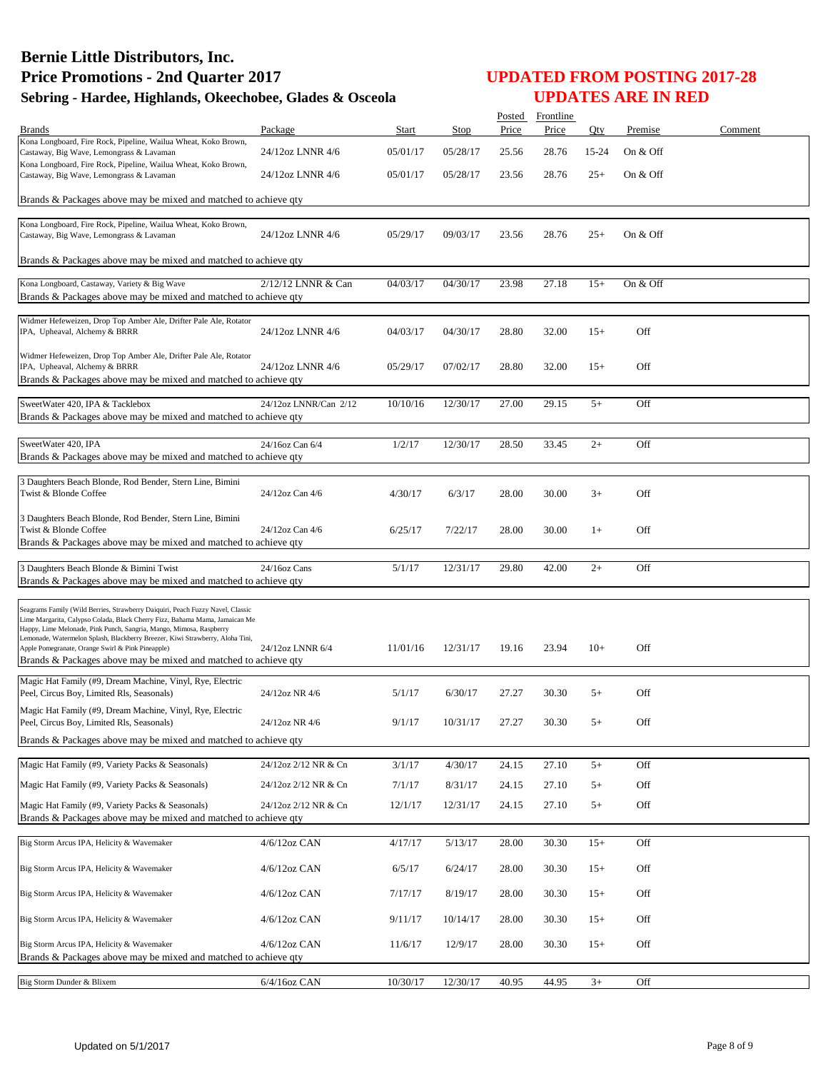# Bernie Little Distributors, Inc.
## Price Promotions - 2nd Quarter 2017
### Sebring - Hardee, Highlands, Okeechobee, Glades & Osceola

**UPDATED FROM POSTING 2017-28**
**UPDATES ARE IN RED**

| Brands | Package | Start | Stop | Posted Price | Frontline Price | Qty | Premise | Comment |
|---|---|---|---|---|---|---|---|---|
| Kona Longboard, Fire Rock, Pipeline, Wailua Wheat, Koko Brown, Castaway, Big Wave, Lemongrass & Lavaman | 24/12oz LNNR 4/6 | 05/01/17 | 05/28/17 | 25.56 | 28.76 | 15-24 | On & Off | |
| Kona Longboard, Fire Rock, Pipeline, Wailua Wheat, Koko Brown, Castaway, Big Wave, Lemongrass & Lavaman | 24/12oz LNNR 4/6 | 05/01/17 | 05/28/17 | 23.56 | 28.76 | 25+ | On & Off | |
| Brands & Packages above may be mixed and matched to achieve qty | | | | | | | | |
| Kona Longboard, Fire Rock, Pipeline, Wailua Wheat, Koko Brown, Castaway, Big Wave, Lemongrass & Lavaman | 24/12oz LNNR 4/6 | 05/29/17 | 09/03/17 | 23.56 | 28.76 | 25+ | On & Off | |
| Brands & Packages above may be mixed and matched to achieve qty | | | | | | | | |
| Kona Longboard, Castaway, Variety & Big Wave | 2/12/12 LNNR & Can | 04/03/17 | 04/30/17 | 23.98 | 27.18 | 15+ | On & Off | |
| Brands & Packages above may be mixed and matched to achieve qty | | | | | | | | |
| Widmer Hefeweizen, Drop Top Amber Ale, Drifter Pale Ale, Rotator IPA, Upheaval, Alchemy & BRRR | 24/12oz LNNR 4/6 | 04/03/17 | 04/30/17 | 28.80 | 32.00 | 15+ | Off | |
| Widmer Hefeweizen, Drop Top Amber Ale, Drifter Pale Ale, Rotator IPA, Upheaval, Alchemy & BRRR | 24/12oz LNNR 4/6 | 05/29/17 | 07/02/17 | 28.80 | 32.00 | 15+ | Off | |
| Brands & Packages above may be mixed and matched to achieve qty | | | | | | | | |
| SweetWater 420, IPA & Tacklebox | 24/12oz LNNR/Can 2/12 | 10/10/16 | 12/30/17 | 27.00 | 29.15 | 5+ | Off | |
| Brands & Packages above may be mixed and matched to achieve qty | | | | | | | | |
| SweetWater 420, IPA | 24/16oz Can 6/4 | 1/2/17 | 12/30/17 | 28.50 | 33.45 | 2+ | Off | |
| Brands & Packages above may be mixed and matched to achieve qty | | | | | | | | |
| 3 Daughters Beach Blonde, Rod Bender, Stern Line, Bimini Twist & Blonde Coffee | 24/12oz Can 4/6 | 4/30/17 | 6/3/17 | 28.00 | 30.00 | 3+ | Off | |
| 3 Daughters Beach Blonde, Rod Bender, Stern Line, Bimini Twist & Blonde Coffee | 24/12oz Can 4/6 | 6/25/17 | 7/22/17 | 28.00 | 30.00 | 1+ | Off | |
| Brands & Packages above may be mixed and matched to achieve qty | | | | | | | | |
| 3 Daughters Beach Blonde & Bimini Twist | 24/16oz Cans | 5/1/17 | 12/31/17 | 29.80 | 42.00 | 2+ | Off | |
| Brands & Packages above may be mixed and matched to achieve qty | | | | | | | | |
| Seagrams Family (Wild Berries, Strawberry Daiquiri, Peach Fuzzy Navel, Classic Lime Margarita, Calypso Colada, Black Cherry Fizz, Bahama Mama, Jamaican Me Happy, Lime Melonade, Pink Punch, Sangria, Mango, Mimosa, Raspberry Lemonade, Watermelon Splash, Blackberry Breezer, Kiwi Strawberry, Aloha Tini, Apple Pomegranate, Orange Swirl & Pink Pineapple) | 24/12oz LNNR 6/4 | 11/01/16 | 12/31/17 | 19.16 | 23.94 | 10+ | Off | |
| Brands & Packages above may be mixed and matched to achieve qty | | | | | | | | |
| Magic Hat Family (#9, Dream Machine, Vinyl, Rye, Electric Peel, Circus Boy, Limited Rls, Seasonals) | 24/12oz NR 4/6 | 5/1/17 | 6/30/17 | 27.27 | 30.30 | 5+ | Off | |
| Magic Hat Family (#9, Dream Machine, Vinyl, Rye, Electric Peel, Circus Boy, Limited Rls, Seasonals) | 24/12oz NR 4/6 | 9/1/17 | 10/31/17 | 27.27 | 30.30 | 5+ | Off | |
| Brands & Packages above may be mixed and matched to achieve qty | | | | | | | | |
| Magic Hat Family (#9, Variety Packs & Seasonals) | 24/12oz 2/12 NR & Cn | 3/1/17 | 4/30/17 | 24.15 | 27.10 | 5+ | Off | |
| Magic Hat Family (#9, Variety Packs & Seasonals) | 24/12oz 2/12 NR & Cn | 7/1/17 | 8/31/17 | 24.15 | 27.10 | 5+ | Off | |
| Magic Hat Family (#9, Variety Packs & Seasonals) | 24/12oz 2/12 NR & Cn | 12/1/17 | 12/31/17 | 24.15 | 27.10 | 5+ | Off | |
| Brands & Packages above may be mixed and matched to achieve qty | | | | | | | | |
| Big Storm Arcus IPA, Helicity & Wavemaker | 4/6/12oz CAN | 4/17/17 | 5/13/17 | 28.00 | 30.30 | 15+ | Off | |
| Big Storm Arcus IPA, Helicity & Wavemaker | 4/6/12oz CAN | 6/5/17 | 6/24/17 | 28.00 | 30.30 | 15+ | Off | |
| Big Storm Arcus IPA, Helicity & Wavemaker | 4/6/12oz CAN | 7/17/17 | 8/19/17 | 28.00 | 30.30 | 15+ | Off | |
| Big Storm Arcus IPA, Helicity & Wavemaker | 4/6/12oz CAN | 9/11/17 | 10/14/17 | 28.00 | 30.30 | 15+ | Off | |
| Big Storm Arcus IPA, Helicity & Wavemaker | 4/6/12oz CAN | 11/6/17 | 12/9/17 | 28.00 | 30.30 | 15+ | Off | |
| Brands & Packages above may be mixed and matched to achieve qty | | | | | | | | |
| Big Storm Dunder & Blixem | 6/4/16oz CAN | 10/30/17 | 12/30/17 | 40.95 | 44.95 | 3+ | Off | |

Updated on 5/1/2017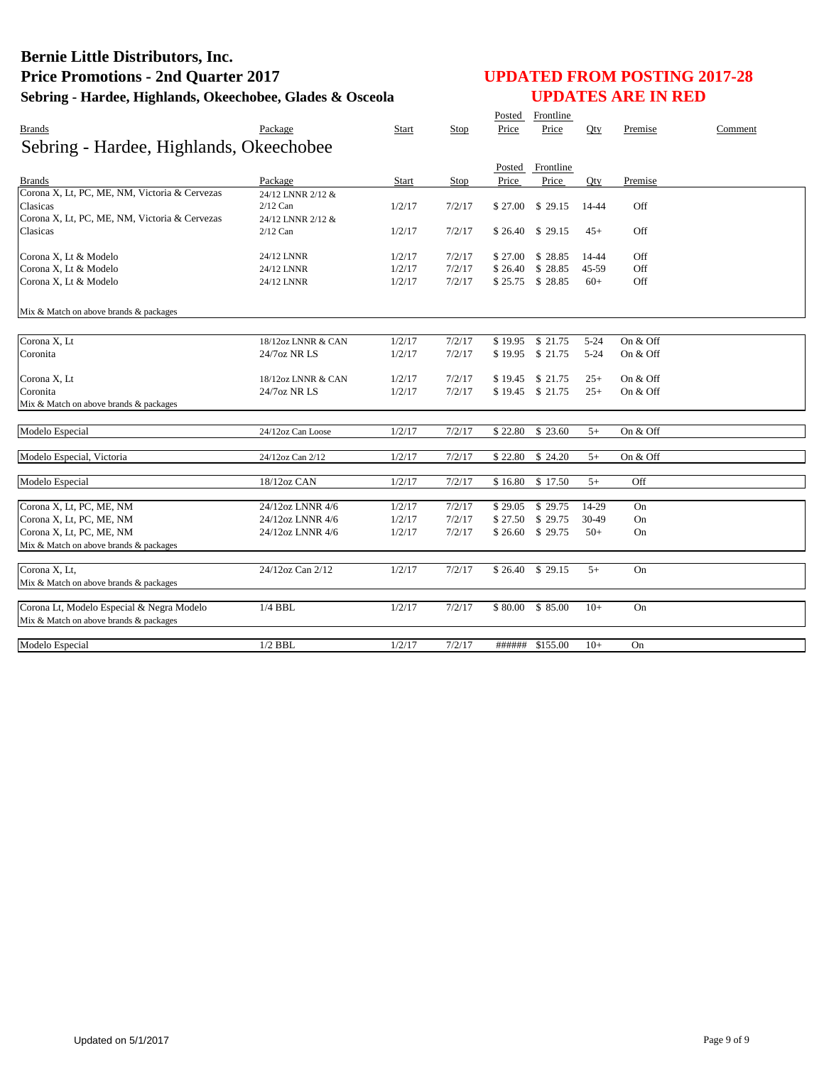# Bernie Little Distributors, Inc.
# Price Promotions - 2nd Quarter 2017
## Sebring - Hardee, Highlands, Okeechobee, Glades & Osceola

**UPDATED FROM POSTING 2017-28**
**UPDATES ARE IN RED**

## Sebring - Hardee, Highlands, Okeechobee

| Brands | Package | Start | Stop | Posted Price | Frontline Price | Qty | Premise | Comment |
|---|---|---|---|---|---|---|---|---|
| Corona X, Lt, PC, ME, NM, Victoria & Cervezas Clasicas | 24/12 LNNR 2/12 & 2/12 Can | 1/2/17 | 7/2/17 | $ 27.00 | $ 29.15 | 14-44 | Off | |
| Corona X, Lt, PC, ME, NM, Victoria & Cervezas Clasicas | 24/12 LNNR 2/12 & 2/12 Can | 1/2/17 | 7/2/17 | $ 26.40 | $ 29.15 | 45+ | Off | |
| Corona X, Lt & Modelo | 24/12 LNNR | 1/2/17 | 7/2/17 | $ 27.00 | $ 28.85 | 14-44 | Off | |
| Corona X, Lt & Modelo | 24/12 LNNR | 1/2/17 | 7/2/17 | $ 26.40 | $ 28.85 | 45-59 | Off | |
| Corona X, Lt & Modelo | 24/12 LNNR | 1/2/17 | 7/2/17 | $ 25.75 | $ 28.85 | 60+ | Off | |
| Mix & Match on above brands & packages | | | | | | | | |
| Corona X, Lt | 18/12oz LNNR & CAN | 1/2/17 | 7/2/17 | $ 19.95 | $ 21.75 | 5-24 | On & Off | |
| Coronita | 24/7oz NR LS | 1/2/17 | 7/2/17 | $ 19.95 | $ 21.75 | 5-24 | On & Off | |
| Corona X, Lt | 18/12oz LNNR & CAN | 1/2/17 | 7/2/17 | $ 19.45 | $ 21.75 | 25+ | On & Off | |
| Coronita | 24/7oz NR LS | 1/2/17 | 7/2/17 | $ 19.45 | $ 21.75 | 25+ | On & Off | |
| Mix & Match on above brands & packages | | | | | | | | |
| Modelo Especial | 24/12oz Can Loose | 1/2/17 | 7/2/17 | $ 22.80 | $ 23.60 | 5+ | On & Off | |
| Modelo Especial, Victoria | 24/12oz Can 2/12 | 1/2/17 | 7/2/17 | $ 22.80 | $ 24.20 | 5+ | On & Off | |
| Modelo Especial | 18/12oz CAN | 1/2/17 | 7/2/17 | $ 16.80 | $ 17.50 | 5+ | Off | |
| Corona X, Lt, PC, ME, NM | 24/12oz LNNR 4/6 | 1/2/17 | 7/2/17 | $ 29.05 | $ 29.75 | 14-29 | On | |
| Corona X, Lt, PC, ME, NM | 24/12oz LNNR 4/6 | 1/2/17 | 7/2/17 | $ 27.50 | $ 29.75 | 30-49 | On | |
| Corona X, Lt, PC, ME, NM | 24/12oz LNNR 4/6 | 1/2/17 | 7/2/17 | $ 26.60 | $ 29.75 | 50+ | On | |
| Mix & Match on above brands & packages | | | | | | | | |
| Corona X, Lt, | 24/12oz Can 2/12 | 1/2/17 | 7/2/17 | $ 26.40 | $ 29.15 | 5+ | On | |
| Mix & Match on above brands & packages | | | | | | | | |
| Corona Lt, Modelo Especial & Negra Modelo | 1/4 BBL | 1/2/17 | 7/2/17 | $ 80.00 | $ 85.00 | 10+ | On | |
| Mix & Match on above brands & packages | | | | | | | | |
| Modelo Especial | 1/2 BBL | 1/2/17 | 7/2/17 | ###### | $155.00 | 10+ | On | |

Updated on 5/1/2017